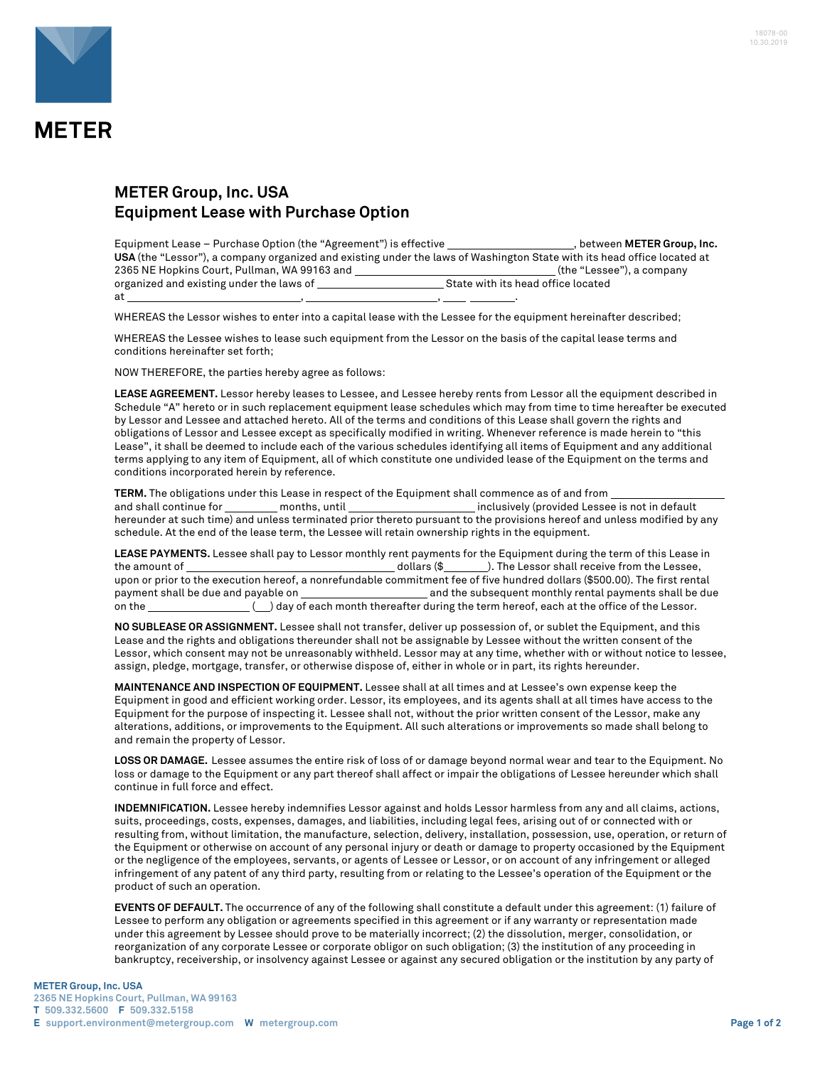# METER

## METER Group, Inc. USA
## Equipment Lease with Purchase Option

Equipment Lease – Purchase Option (the "Agreement") is effective ____________________, between **METER Group, Inc. USA** (the "Lessor"), a company organized and existing under the laws of Washington State with its head office located at 2365 NE Hopkins Court, Pullman, WA 99163 and ________________________________ (the "Lessee"), a company organized and existing under the laws of ____________________ State with its head office located at ____________________________, ______________________, ____ _______.

WHEREAS the Lessor wishes to enter into a capital lease with the Lessee for the equipment hereinafter described;

WHEREAS the Lessee wishes to lease such equipment from the Lessor on the basis of the capital lease terms and conditions hereinafter set forth;

NOW THEREFORE, the parties hereby agree as follows:

**LEASE AGREEMENT.** Lessor hereby leases to Lessee, and Lessee hereby rents from Lessor all the equipment described in Schedule "A" hereto or in such replacement equipment lease schedules which may from time to time hereafter be executed by Lessor and Lessee and attached hereto. All of the terms and conditions of this Lease shall govern the rights and obligations of Lessor and Lessee except as specifically modified in writing. Whenever reference is made herein to "this Lease", it shall be deemed to include each of the various schedules identifying all items of Equipment and any additional terms applying to any item of Equipment, all of which constitute one undivided lease of the Equipment on the terms and conditions incorporated herein by reference.

**TERM.** The obligations under this Lease in respect of the Equipment shall commence as of and from __________________ and shall continue for _________ months, until ____________________ inclusively (provided Lessee is not in default hereunder at such time) and unless terminated prior thereto pursuant to the provisions hereof and unless modified by any schedule. At the end of the lease term, the Lessee will retain ownership rights in the equipment.

**LEASE PAYMENTS.** Lessee shall pay to Lessor monthly rent payments for the Equipment during the term of this Lease in the amount of ________________________________ dollars ($_______). The Lessor shall receive from the Lessee, upon or prior to the execution hereof, a nonrefundable commitment fee of five hundred dollars ($500.00). The first rental payment shall be due and payable on ____________________ and the subsequent monthly rental payments shall be due on the _______________ (__) day of each month thereafter during the term hereof, each at the office of the Lessor.

**NO SUBLEASE OR ASSIGNMENT.** Lessee shall not transfer, deliver up possession of, or sublet the Equipment, and this Lease and the rights and obligations thereunder shall not be assignable by Lessee without the written consent of the Lessor, which consent may not be unreasonably withheld. Lessor may at any time, whether with or without notice to lessee, assign, pledge, mortgage, transfer, or otherwise dispose of, either in whole or in part, its rights hereunder.

**MAINTENANCE AND INSPECTION OF EQUIPMENT.** Lessee shall at all times and at Lessee's own expense keep the Equipment in good and efficient working order. Lessor, its employees, and its agents shall at all times have access to the Equipment for the purpose of inspecting it. Lessee shall not, without the prior written consent of the Lessor, make any alterations, additions, or improvements to the Equipment. All such alterations or improvements so made shall belong to and remain the property of Lessor.

**LOSS OR DAMAGE.** Lessee assumes the entire risk of loss of or damage beyond normal wear and tear to the Equipment. No loss or damage to the Equipment or any part thereof shall affect or impair the obligations of Lessee hereunder which shall continue in full force and effect.

**INDEMNIFICATION.** Lessee hereby indemnifies Lessor against and holds Lessor harmless from any and all claims, actions, suits, proceedings, costs, expenses, damages, and liabilities, including legal fees, arising out of or connected with or resulting from, without limitation, the manufacture, selection, delivery, installation, possession, use, operation, or return of the Equipment or otherwise on account of any personal injury or death or damage to property occasioned by the Equipment or the negligence of the employees, servants, or agents of Lessee or Lessor, or on account of any infringement or alleged infringement of any patent of any third party, resulting from or relating to the Lessee's operation of the Equipment or the product of such an operation.

**EVENTS OF DEFAULT.** The occurrence of any of the following shall constitute a default under this agreement: (1) failure of Lessee to perform any obligation or agreements specified in this agreement or if any warranty or representation made under this agreement by Lessee should prove to be materially incorrect; (2) the dissolution, merger, consolidation, or reorganization of any corporate Lessee or corporate obligor on such obligation; (3) the institution of any proceeding in bankruptcy, receivership, or insolvency against Lessee or against any secured obligation or the institution by any party of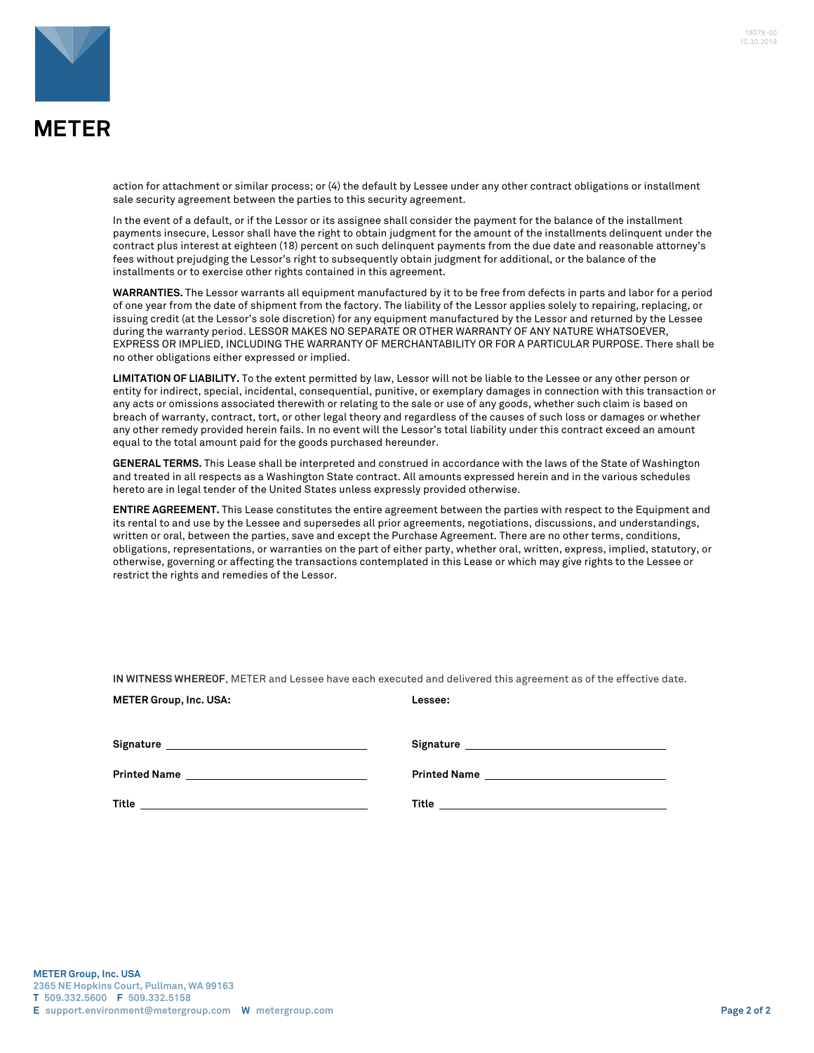action for attachment or similar process; or (4) the default by Lessee under any other contract obligations or installment sale security agreement between the parties to this security agreement.

In the event of a default, or if the Lessor or its assignee shall consider the payment for the balance of the installment payments insecure, Lessor shall have the right to obtain judgment for the amount of the installments delinquent under the contract plus interest at eighteen (18) percent on such delinquent payments from the due date and reasonable attorney's fees without prejudging the Lessor's right to subsequently obtain judgment for additional, or the balance of the installments or to exercise other rights contained in this agreement.

**WARRANTIES.** The Lessor warrants all equipment manufactured by it to be free from defects in parts and labor for a period of one year from the date of shipment from the factory. The liability of the Lessor applies solely to repairing, replacing, or issuing credit (at the Lessor's sole discretion) for any equipment manufactured by the Lessor and returned by the Lessee during the warranty period. LESSOR MAKES NO SEPARATE OR OTHER WARRANTY OF ANY NATURE WHATSOEVER, EXPRESS OR IMPLIED, INCLUDING THE WARRANTY OF MERCHANTABILITY OR FOR A PARTICULAR PURPOSE. There shall be no other obligations either expressed or implied.

**LIMITATION OF LIABILITY.** To the extent permitted by law, Lessor will not be liable to the Lessee or any other person or entity for indirect, special, incidental, consequential, punitive, or exemplary damages in connection with this transaction or any acts or omissions associated therewith or relating to the sale or use of any goods, whether such claim is based on breach of warranty, contract, tort, or other legal theory and regardless of the causes of such loss or damages or whether any other remedy provided herein fails. In no event will the Lessor's total liability under this contract exceed an amount equal to the total amount paid for the goods purchased hereunder.

**GENERAL TERMS.** This Lease shall be interpreted and construed in accordance with the laws of the State of Washington and treated in all respects as a Washington State contract. All amounts expressed herein and in the various schedules hereto are in legal tender of the United States unless expressly provided otherwise.

**ENTIRE AGREEMENT.** This Lease constitutes the entire agreement between the parties with respect to the Equipment and its rental to and use by the Lessee and supersedes all prior agreements, negotiations, discussions, and understandings, written or oral, between the parties, save and except the Purchase Agreement. There are no other terms, conditions, obligations, representations, or warranties on the part of either party, whether oral, written, express, implied, statutory, or otherwise, governing or affecting the transactions contemplated in this Lease or which may give rights to the Lessee or restrict the rights and remedies of the Lessor.

**IN WITNESS WHEREOF**, METER and Lessee have each executed and delivered this agreement as of the effective date.

| **METER Group, Inc. USA:** | **Lessee:** |
|---|---|
| **Signature** ____________________ | **Signature** ____________________ |
| **Printed Name** ____________________ | **Printed Name** ____________________ |
| **Title** ____________________ | **Title** ____________________ |